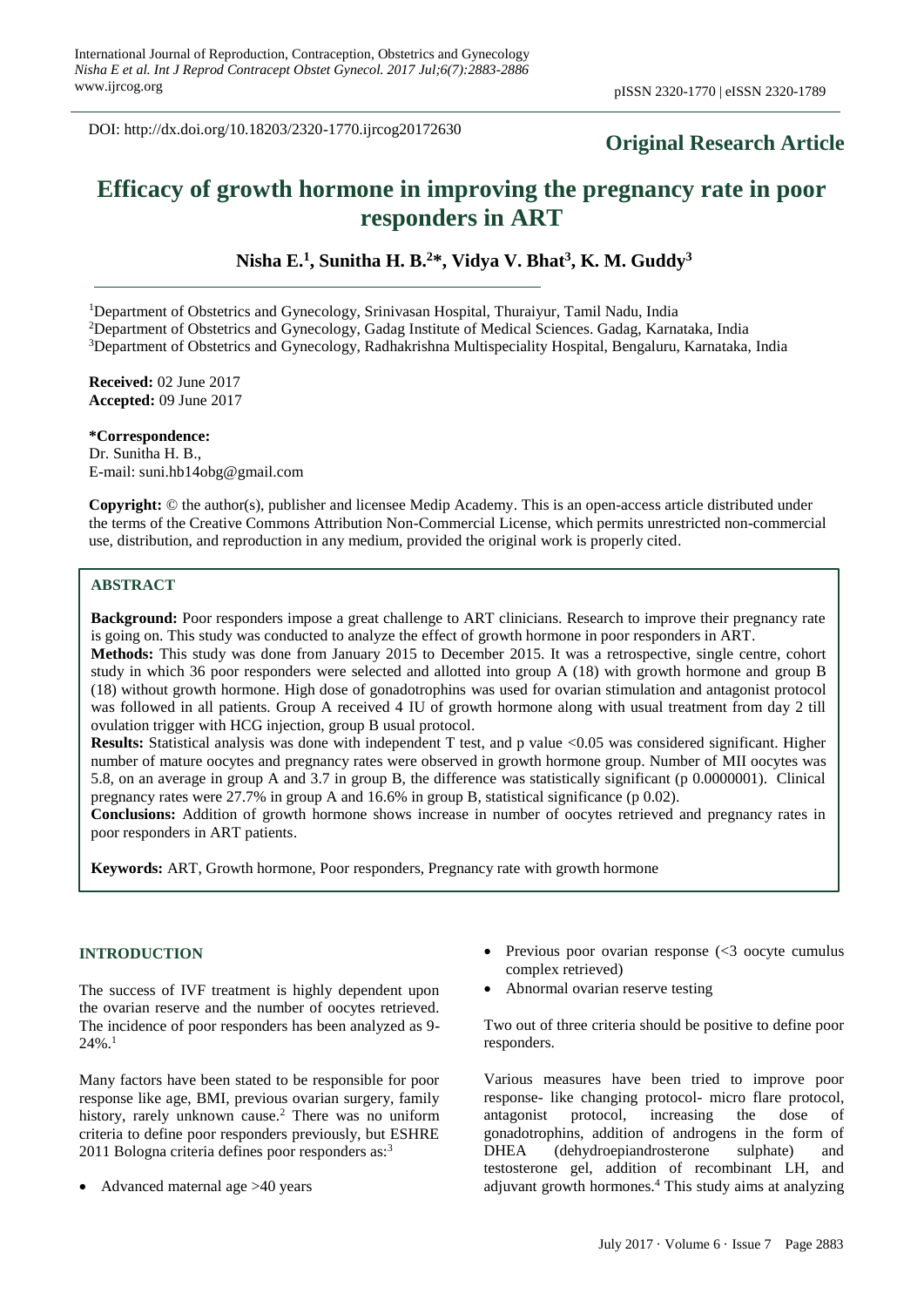DOI: http://dx.doi.org/10.18203/2320-1770.ijrcog20172630

**Original Research Article**

# Efficacy of growth hormone in improving the pregnancy rate in poor responders in ART

**Nisha E.[1], Sunitha H. B.[2]\*, Vidya V. Bhat[3], K. M. Guddy[3]**

[1]Department of Obstetrics and Gynecology, Srinivasan Hospital, Thuraiyur, Tamil Nadu, India
[2]Department of Obstetrics and Gynecology, Gadag Institute of Medical Sciences. Gadag, Karnataka, India
[3]Department of Obstetrics and Gynecology, Radhakrishna Multispeciality Hospital, Bengaluru, Karnataka, India

**Received:** 02 June 2017
**Accepted:** 09 June 2017

**\*Correspondence:**
Dr. Sunitha H. B.,
E-mail: suni.hb14obg@gmail.com

**Copyright:** © the author(s), publisher and licensee Medip Academy. This is an open-access article distributed under the terms of the Creative Commons Attribution Non-Commercial License, which permits unrestricted non-commercial use, distribution, and reproduction in any medium, provided the original work is properly cited.

## ABSTRACT

**Background:** Poor responders impose a great challenge to ART clinicians. Research to improve their pregnancy rate is going on. This study was conducted to analyze the effect of growth hormone in poor responders in ART.

**Methods:** This study was done from January 2015 to December 2015. It was a retrospective, single centre, cohort study in which 36 poor responders were selected and allotted into group A (18) with growth hormone and group B (18) without growth hormone. High dose of gonadotrophins was used for ovarian stimulation and antagonist protocol was followed in all patients. Group A received 4 IU of growth hormone along with usual treatment from day 2 till ovulation trigger with HCG injection, group B usual protocol.

**Results:** Statistical analysis was done with independent T test, and p value <0.05 was considered significant. Higher number of mature oocytes and pregnancy rates were observed in growth hormone group. Number of MII oocytes was 5.8, on an average in group A and 3.7 in group B, the difference was statistically significant (p 0.0000001). Clinical pregnancy rates were 27.7% in group A and 16.6% in group B, statistical significance (p 0.02).

**Conclusions:** Addition of growth hormone shows increase in number of oocytes retrieved and pregnancy rates in poor responders in ART patients.

**Keywords:** ART, Growth hormone, Poor responders, Pregnancy rate with growth hormone

## INTRODUCTION

The success of IVF treatment is highly dependent upon the ovarian reserve and the number of oocytes retrieved. The incidence of poor responders has been analyzed as 9-24%.[1]

Many factors have been stated to be responsible for poor response like age, BMI, previous ovarian surgery, family history, rarely unknown cause.[2] There was no uniform criteria to define poor responders previously, but ESHRE 2011 Bologna criteria defines poor responders as:[3]

- Advanced maternal age >40 years
- Previous poor ovarian response (<3 oocyte cumulus complex retrieved)
- Abnormal ovarian reserve testing

Two out of three criteria should be positive to define poor responders.

Various measures have been tried to improve poor response- like changing protocol- micro flare protocol, antagonist protocol, increasing the dose of gonadotrophins, addition of androgens in the form of DHEA (dehydroepiandrosterone sulphate) and testosterone gel, addition of recombinant LH, and adjuvant growth hormones.[4] This study aims at analyzing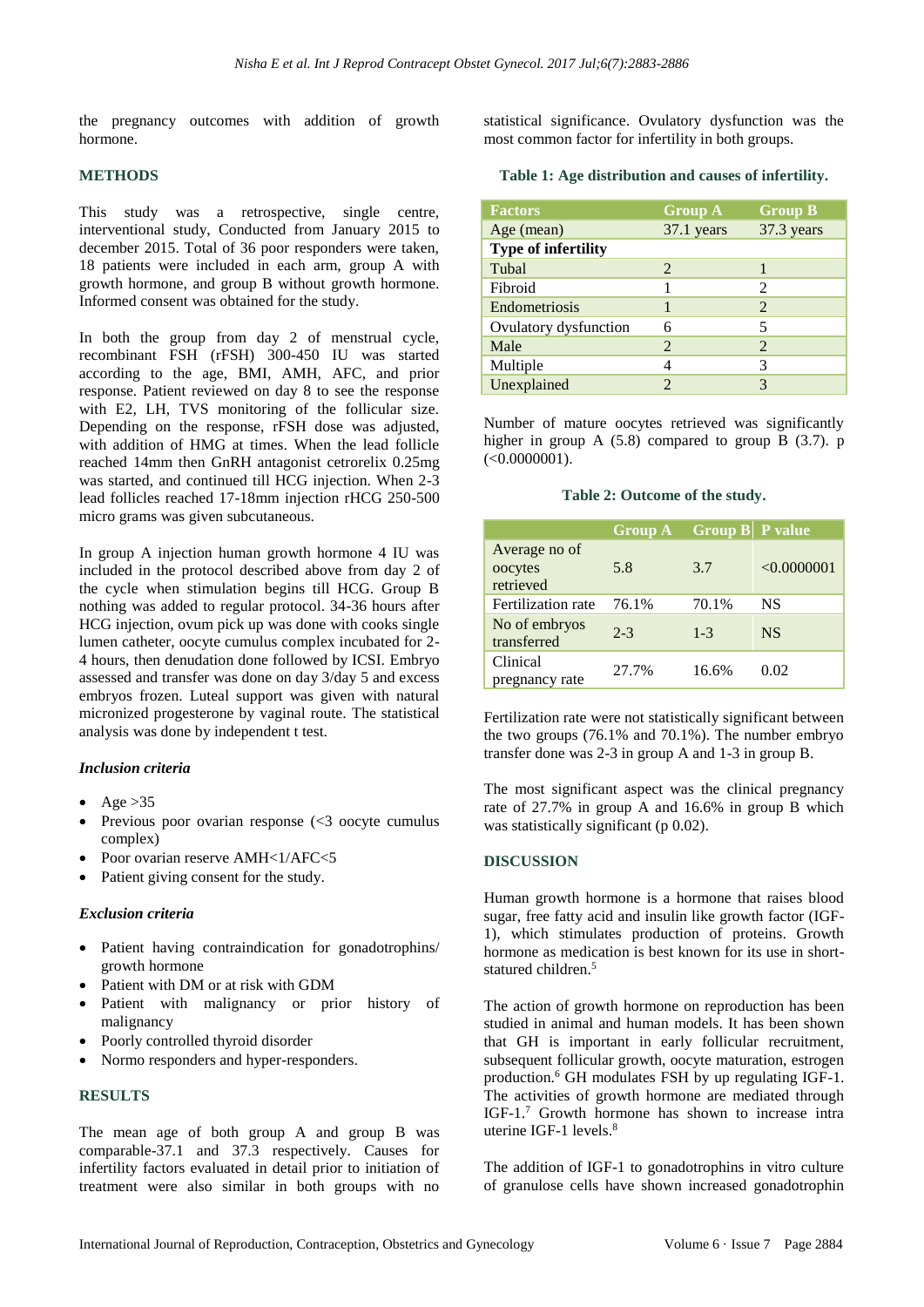the pregnancy outcomes with addition of growth hormone.

## METHODS

This study was a retrospective, single centre, interventional study, Conducted from January 2015 to december 2015. Total of 36 poor responders were taken, 18 patients were included in each arm, group A with growth hormone, and group B without growth hormone. Informed consent was obtained for the study.

In both the group from day 2 of menstrual cycle, recombinant FSH (rFSH) 300-450 IU was started according to the age, BMI, AMH, AFC, and prior response. Patient reviewed on day 8 to see the response with E2, LH, TVS monitoring of the follicular size. Depending on the response, rFSH dose was adjusted, with addition of HMG at times. When the lead follicle reached 14mm then GnRH antagonist cetrorelix 0.25mg was started, and continued till HCG injection. When 2-3 lead follicles reached 17-18mm injection rHCG 250-500 micro grams was given subcutaneous.

In group A injection human growth hormone 4 IU was included in the protocol described above from day 2 of the cycle when stimulation begins till HCG. Group B nothing was added to regular protocol. 34-36 hours after HCG injection, ovum pick up was done with cooks single lumen catheter, oocyte cumulus complex incubated for 2-4 hours, then denudation done followed by ICSI. Embryo assessed and transfer was done on day 3/day 5 and excess embryos frozen. Luteal support was given with natural micronized progesterone by vaginal route. The statistical analysis was done by independent t test.

### *Inclusion criteria*

- Age >35
- Previous poor ovarian response (<3 oocyte cumulus complex)
- Poor ovarian reserve AMH<1/AFC<5
- Patient giving consent for the study.

### *Exclusion criteria*

- Patient having contraindication for gonadotrophins/ growth hormone
- Patient with DM or at risk with GDM
- Patient with malignancy or prior history of malignancy
- Poorly controlled thyroid disorder
- Normo responders and hyper-responders.

## RESULTS

The mean age of both group A and group B was comparable-37.1 and 37.3 respectively. Causes for infertility factors evaluated in detail prior to initiation of treatment were also similar in both groups with no statistical significance. Ovulatory dysfunction was the most common factor for infertility in both groups.

**Table 1: Age distribution and causes of infertility.**

| Factors | Group A | Group B |
|---|---|---|
| Age (mean) | 37.1 years | 37.3 years |
| **Type of infertility** | | |
| Tubal | 2 | 1 |
| Fibroid | 1 | 2 |
| Endometriosis | 1 | 2 |
| Ovulatory dysfunction | 6 | 5 |
| Male | 2 | 2 |
| Multiple | 4 | 3 |
| Unexplained | 2 | 3 |

Number of mature oocytes retrieved was significantly higher in group A (5.8) compared to group B (3.7). p (<0.0000001).

**Table 2: Outcome of the study.**

| | Group A | Group B | P value |
|---|---|---|---|
| Average no of oocytes retrieved | 5.8 | 3.7 | <0.0000001 |
| Fertilization rate | 76.1% | 70.1% | NS |
| No of embryos transferred | 2-3 | 1-3 | NS |
| Clinical pregnancy rate | 27.7% | 16.6% | 0.02 |

Fertilization rate were not statistically significant between the two groups (76.1% and 70.1%). The number embryo transfer done was 2-3 in group A and 1-3 in group B.

The most significant aspect was the clinical pregnancy rate of 27.7% in group A and 16.6% in group B which was statistically significant (p 0.02).

## DISCUSSION

Human growth hormone is a hormone that raises blood sugar, free fatty acid and insulin like growth factor (IGF-1), which stimulates production of proteins. Growth hormone as medication is best known for its use in short-statured children.[5]

The action of growth hormone on reproduction has been studied in animal and human models. It has been shown that GH is important in early follicular recruitment, subsequent follicular growth, oocyte maturation, estrogen production.[6] GH modulates FSH by up regulating IGF-1. The activities of growth hormone are mediated through IGF-1.[7] Growth hormone has shown to increase intra uterine IGF-1 levels.[8]

The addition of IGF-1 to gonadotrophins in vitro culture of granulose cells have shown increased gonadotrophin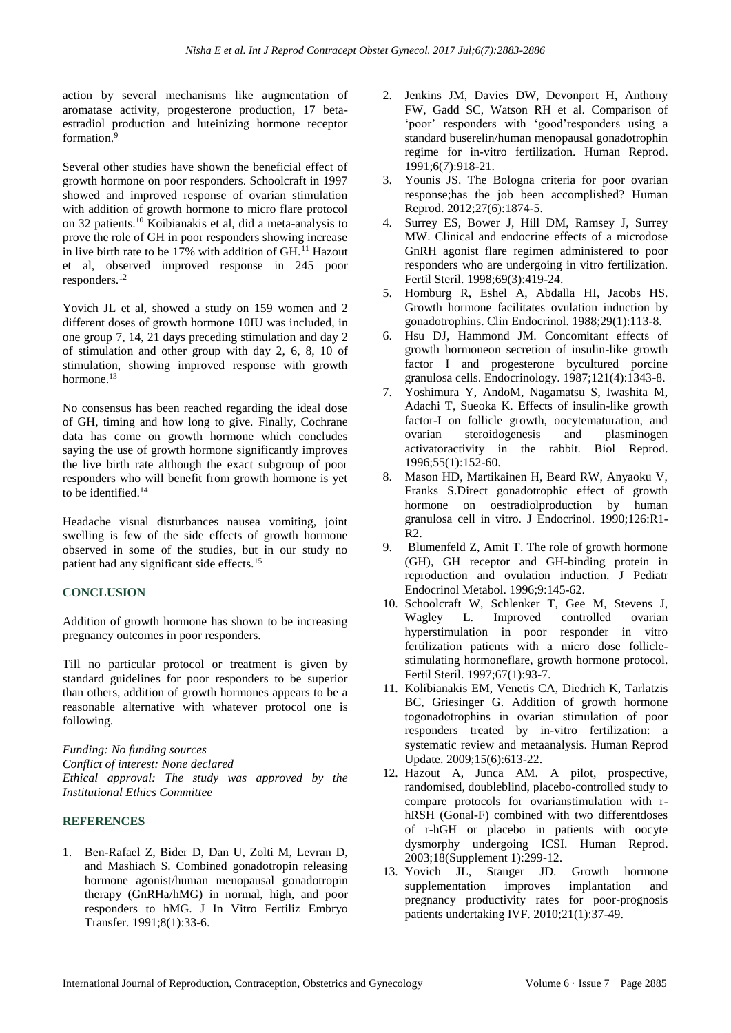action by several mechanisms like augmentation of aromatase activity, progesterone production, 17 beta-estradiol production and luteinizing hormone receptor formation.[9]

Several other studies have shown the beneficial effect of growth hormone on poor responders. Schoolcraft in 1997 showed and improved response of ovarian stimulation with addition of growth hormone to micro flare protocol on 32 patients.[10] Koibianakis et al, did a meta-analysis to prove the role of GH in poor responders showing increase in live birth rate to be 17% with addition of GH.[11] Hazout et al, observed improved response in 245 poor responders.[12]

Yovich JL et al, showed a study on 159 women and 2 different doses of growth hormone 10IU was included, in one group 7, 14, 21 days preceding stimulation and day 2 of stimulation and other group with day 2, 6, 8, 10 of stimulation, showing improved response with growth hormone.[13]

No consensus has been reached regarding the ideal dose of GH, timing and how long to give. Finally, Cochrane data has come on growth hormone which concludes saying the use of growth hormone significantly improves the live birth rate although the exact subgroup of poor responders who will benefit from growth hormone is yet to be identified.[14]

Headache visual disturbances nausea vomiting, joint swelling is few of the side effects of growth hormone observed in some of the studies, but in our study no patient had any significant side effects.[15]

## CONCLUSION

Addition of growth hormone has shown to be increasing pregnancy outcomes in poor responders.

Till no particular protocol or treatment is given by standard guidelines for poor responders to be superior than others, addition of growth hormones appears to be a reasonable alternative with whatever protocol one is following.

*Funding: No funding sources*
*Conflict of interest: None declared*
*Ethical approval: The study was approved by the Institutional Ethics Committee*

## REFERENCES

1. Ben-Rafael Z, Bider D, Dan U, Zolti M, Levran D, and Mashiach S. Combined gonadotropin releasing hormone agonist/human menopausal gonadotropin therapy (GnRHa/hMG) in normal, high, and poor responders to hMG. J In Vitro Fertiliz Embryo Transfer. 1991;8(1):33-6.
2. Jenkins JM, Davies DW, Devonport H, Anthony FW, Gadd SC, Watson RH et al. Comparison of 'poor' responders with 'good'responders using a standard buserelin/human menopausal gonadotrophin regime for in-vitro fertilization. Human Reprod. 1991;6(7):918-21.
3. Younis JS. The Bologna criteria for poor ovarian response;has the job been accomplished? Human Reprod. 2012;27(6):1874-5.
4. Surrey ES, Bower J, Hill DM, Ramsey J, Surrey MW. Clinical and endocrine effects of a microdose GnRH agonist flare regimen administered to poor responders who are undergoing in vitro fertilization. Fertil Steril. 1998;69(3):419-24.
5. Homburg R, Eshel A, Abdalla HI, Jacobs HS. Growth hormone facilitates ovulation induction by gonadotrophins. Clin Endocrinol. 1988;29(1):113-8.
6. Hsu DJ, Hammond JM. Concomitant effects of growth hormoneon secretion of insulin-like growth factor I and progesterone bycultured porcine granulosa cells. Endocrinology. 1987;121(4):1343-8.
7. Yoshimura Y, AndoM, Nagamatsu S, Iwashita M, Adachi T, Sueoka K. Effects of insulin-like growth factor-I on follicle growth, oocytematuration, and ovarian steroidogenesis and plasminogen activatoractivity in the rabbit. Biol Reprod. 1996;55(1):152-60.
8. Mason HD, Martikainen H, Beard RW, Anyaoku V, Franks S.Direct gonadotrophic effect of growth hormone on oestradiolproduction by human granulosa cell in vitro. J Endocrinol. 1990;126:R1-R2.
9. Blumenfeld Z, Amit T. The role of growth hormone (GH), GH receptor and GH-binding protein in reproduction and ovulation induction. J Pediatr Endocrinol Metabol. 1996;9:145-62.
10. Schoolcraft W, Schlenker T, Gee M, Stevens J, Wagley L. Improved controlled ovarian hyperstimulation in poor responder in vitro fertilization patients with a micro dose follicle-stimulating hormoneflare, growth hormone protocol. Fertil Steril. 1997;67(1):93-7.
11. Kolibianakis EM, Venetis CA, Diedrich K, Tarlatzis BC, Griesinger G. Addition of growth hormone togonadotrophins in ovarian stimulation of poor responders treated by in-vitro fertilization: a systematic review and metaanalysis. Human Reprod Update. 2009;15(6):613-22.
12. Hazout A, Junca AM. A pilot, prospective, randomised, doubleblind, placebo-controlled study to compare protocols for ovarianstimulation with r-hRSH (Gonal-F) combined with two differentdoses of r-hGH or placebo in patients with oocyte dysmorphy undergoing ICSI. Human Reprod. 2003;18(Supplement 1):299-12.
13. Yovich JL, Stanger JD. Growth hormone supplementation improves implantation and pregnancy productivity rates for poor-prognosis patients undertaking IVF. 2010;21(1):37-49.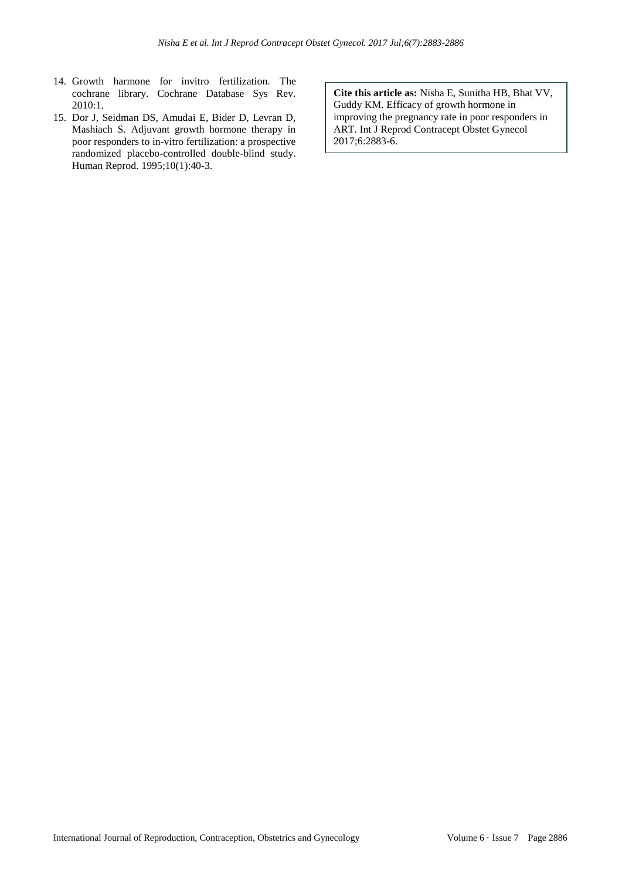14. Growth harmone for invitro fertilization. The cochrane library. Cochrane Database Sys Rev. 2010:1.
15. Dor J, Seidman DS, Amudai E, Bider D, Levran D, Mashiach S. Adjuvant growth hormone therapy in poor responders to in-vitro fertilization: a prospective randomized placebo-controlled double-blind study. Human Reprod. 1995;10(1):40-3.

**Cite this article as:** Nisha E, Sunitha HB, Bhat VV, Guddy KM. Efficacy of growth hormone in improving the pregnancy rate in poor responders in ART. Int J Reprod Contracept Obstet Gynecol 2017;6:2883-6.